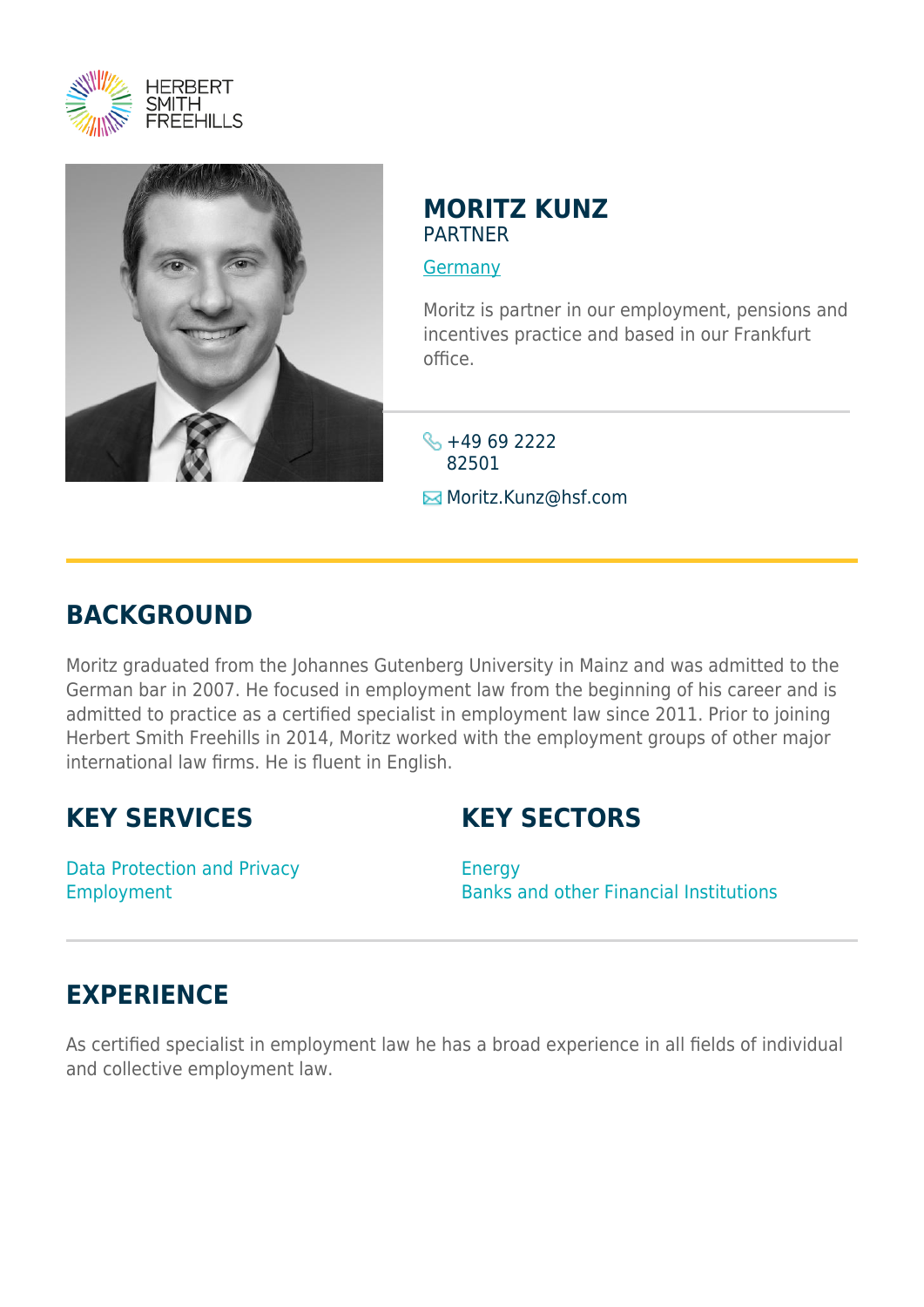HERBERT SMITH FREEHILLS

# MORITZ KUNZ

PARTNER

Germany

Moritz is partner in our employment, pensions and incentives practice and based in our Frankfurt office.

+49 69 2222 82501

Moritz.Kunz@hsf.com

## BACKGROUND

Moritz graduated from the Johannes Gutenberg University in Mainz and was admitted to the German bar in 2007. He focused in employment law from the beginning of his career and is admitted to practice as a certified specialist in employment law since 2011. Prior to joining Herbert Smith Freehills in 2014, Moritz worked with the employment groups of other major international law firms. He is fluent in English.

## KEY SERVICES

Data Protection and Privacy
Employment

## KEY SECTORS

Energy
Banks and other Financial Institutions

## EXPERIENCE

As certified specialist in employment law he has a broad experience in all fields of individual and collective employment law.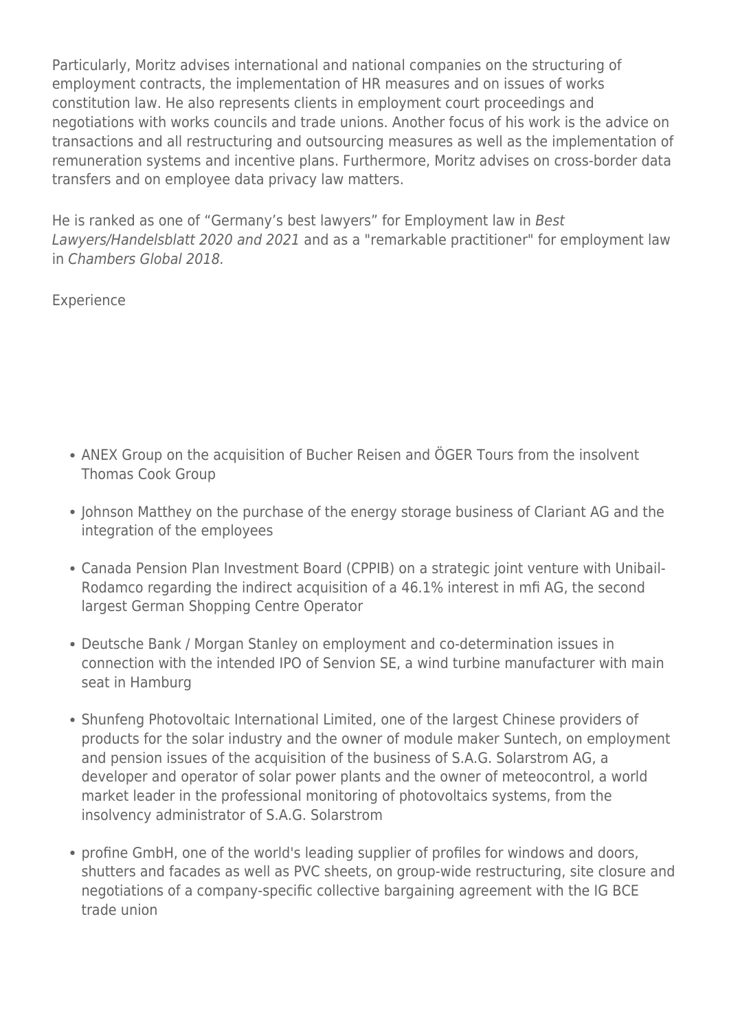Particularly, Moritz advises international and national companies on the structuring of employment contracts, the implementation of HR measures and on issues of works constitution law. He also represents clients in employment court proceedings and negotiations with works councils and trade unions. Another focus of his work is the advice on transactions and all restructuring and outsourcing measures as well as the implementation of remuneration systems and incentive plans. Furthermore, Moritz advises on cross-border data transfers and on employee data privacy law matters.

He is ranked as one of “Germany’s best lawyers” for Employment law in *Best Lawyers/Handelsblatt 2020 and 2021* and as a "remarkable practitioner" for employment law in *Chambers Global 2018.*

Experience

- ANEX Group on the acquisition of Bucher Reisen and ÖGER Tours from the insolvent Thomas Cook Group
- Johnson Matthey on the purchase of the energy storage business of Clariant AG and the integration of the employees
- Canada Pension Plan Investment Board (CPPIB) on a strategic joint venture with Unibail-Rodamco regarding the indirect acquisition of a 46.1% interest in mfi AG, the second largest German Shopping Centre Operator
- Deutsche Bank / Morgan Stanley on employment and co-determination issues in connection with the intended IPO of Senvion SE, a wind turbine manufacturer with main seat in Hamburg
- Shunfeng Photovoltaic International Limited, one of the largest Chinese providers of products for the solar industry and the owner of module maker Suntech, on employment and pension issues of the acquisition of the business of S.A.G. Solarstrom AG, a developer and operator of solar power plants and the owner of meteocontrol, a world market leader in the professional monitoring of photovoltaics systems, from the insolvency administrator of S.A.G. Solarstrom
- profine GmbH, one of the world's leading supplier of profiles for windows and doors, shutters and facades as well as PVC sheets, on group-wide restructuring, site closure and negotiations of a company-specific collective bargaining agreement with the IG BCE trade union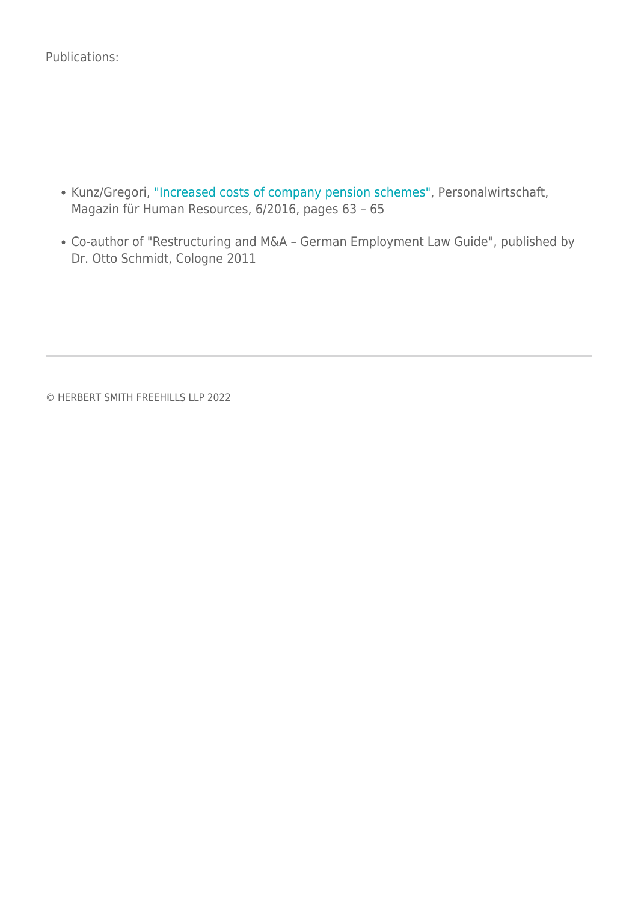Publications:

- Kunz/Gregori, "Increased costs of company pension schemes", Personalwirtschaft, Magazin für Human Resources, 6/2016, pages 63 – 65
- Co-author of "Restructuring and M&A – German Employment Law Guide", published by Dr. Otto Schmidt, Cologne 2011

---

© HERBERT SMITH FREEHILLS LLP 2022